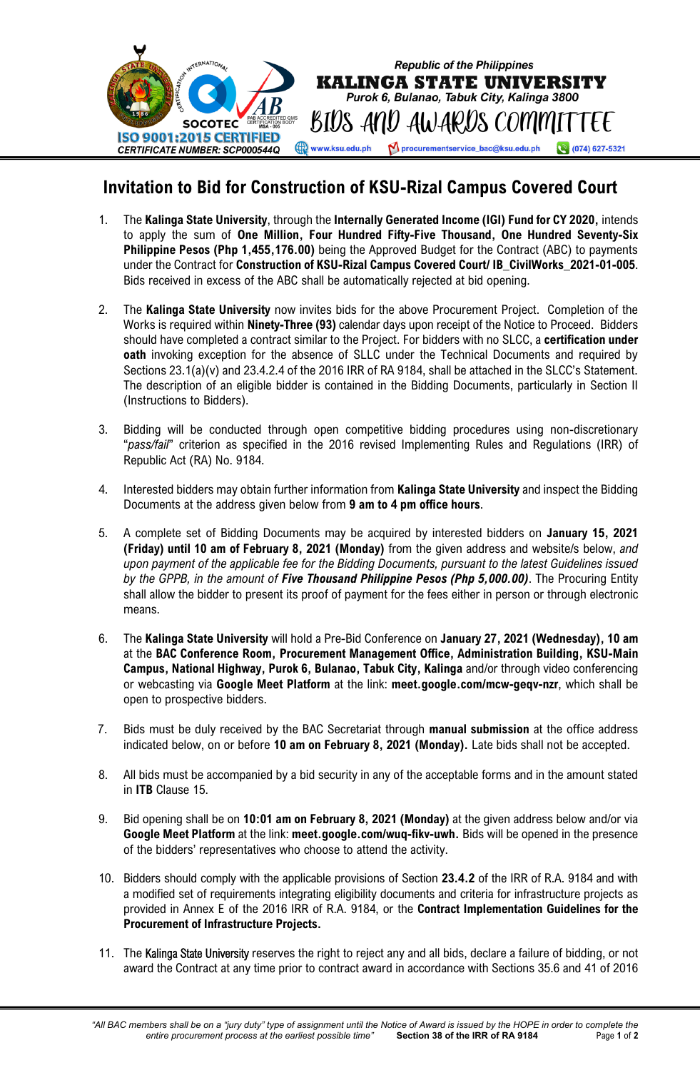Republic of the Philippines

**KALINGA STATE UNIVERSITY**

Purok 6, Bulanao, Tabuk City, Kalinga 3800

BIDS AND AWARDS COMMITTEE

ISO 9001:2015 CERTIFIED
CERTIFICATE NUMBER: SCP000544Q

www.ksu.edu.ph | procurementservice_bac@ksu.edu.ph | (074) 627-5321

# Invitation to Bid for Construction of KSU-Rizal Campus Covered Court

1. The **Kalinga State University**, through the **Internally Generated Income (IGI) Fund for CY 2020,** intends to apply the sum of **One Million, Four Hundred Fifty-Five Thousand, One Hundred Seventy-Six Philippine Pesos (Php 1,455,176.00)** being the Approved Budget for the Contract (ABC) to payments under the Contract for **Construction of KSU-Rizal Campus Covered Court/ IB_CivilWorks_2021-01-005**. Bids received in excess of the ABC shall be automatically rejected at bid opening.

2. The **Kalinga State University** now invites bids for the above Procurement Project. Completion of the Works is required within **Ninety-Three (93)** calendar days upon receipt of the Notice to Proceed. Bidders should have completed a contract similar to the Project. For bidders with no SLCC, a **certification under oath** invoking exception for the absence of SLLC under the Technical Documents and required by Sections 23.1(a)(v) and 23.4.2.4 of the 2016 IRR of RA 9184, shall be attached in the SLCC's Statement. The description of an eligible bidder is contained in the Bidding Documents, particularly in Section II (Instructions to Bidders).

3. Bidding will be conducted through open competitive bidding procedures using non-discretionary "*pass/fail*" criterion as specified in the 2016 revised Implementing Rules and Regulations (IRR) of Republic Act (RA) No. 9184.

4. Interested bidders may obtain further information from **Kalinga State University** and inspect the Bidding Documents at the address given below from **9 am to 4 pm office hours**.

5. A complete set of Bidding Documents may be acquired by interested bidders on **January 15, 2021 (Friday) until 10 am of February 8, 2021 (Monday)** from the given address and website/s below, *and upon payment of the applicable fee for the Bidding Documents, pursuant to the latest Guidelines issued by the GPPB, in the amount of **Five Thousand Philippine Pesos (Php 5,000.00)***. The Procuring Entity shall allow the bidder to present its proof of payment for the fees either in person or through electronic means.

6. The **Kalinga State University** will hold a Pre-Bid Conference on **January 27, 2021 (Wednesday), 10 am** at the **BAC Conference Room, Procurement Management Office, Administration Building, KSU-Main Campus, National Highway, Purok 6, Bulanao, Tabuk City, Kalinga** and/or through video conferencing or webcasting via **Google Meet Platform** at the link: **meet.google.com/mcw-geqv-nzr**, which shall be open to prospective bidders.

7. Bids must be duly received by the BAC Secretariat through **manual submission** at the office address indicated below, on or before **10 am on February 8, 2021 (Monday).** Late bids shall not be accepted.

8. All bids must be accompanied by a bid security in any of the acceptable forms and in the amount stated in **ITB** Clause 15.

9. Bid opening shall be on **10:01 am on February 8, 2021 (Monday)** at the given address below and/or via **Google Meet Platform** at the link: **meet.google.com/wuq-fikv-uwh.** Bids will be opened in the presence of the bidders' representatives who choose to attend the activity.

10. Bidders should comply with the applicable provisions of Section **23.4.2** of the IRR of R.A. 9184 and with a modified set of requirements integrating eligibility documents and criteria for infrastructure projects as provided in Annex E of the 2016 IRR of R.A. 9184, or the **Contract Implementation Guidelines for the Procurement of Infrastructure Projects.**

11. The Kalinga State University reserves the right to reject any and all bids, declare a failure of bidding, or not award the Contract at any time prior to contract award in accordance with Sections 35.6 and 41 of 2016

*"All BAC members shall be on a "jury duty" type of assignment until the Notice of Award is issued by the HOPE in order to complete the entire procurement process at the earliest possible time"* **Section 38 of the IRR of RA 9184**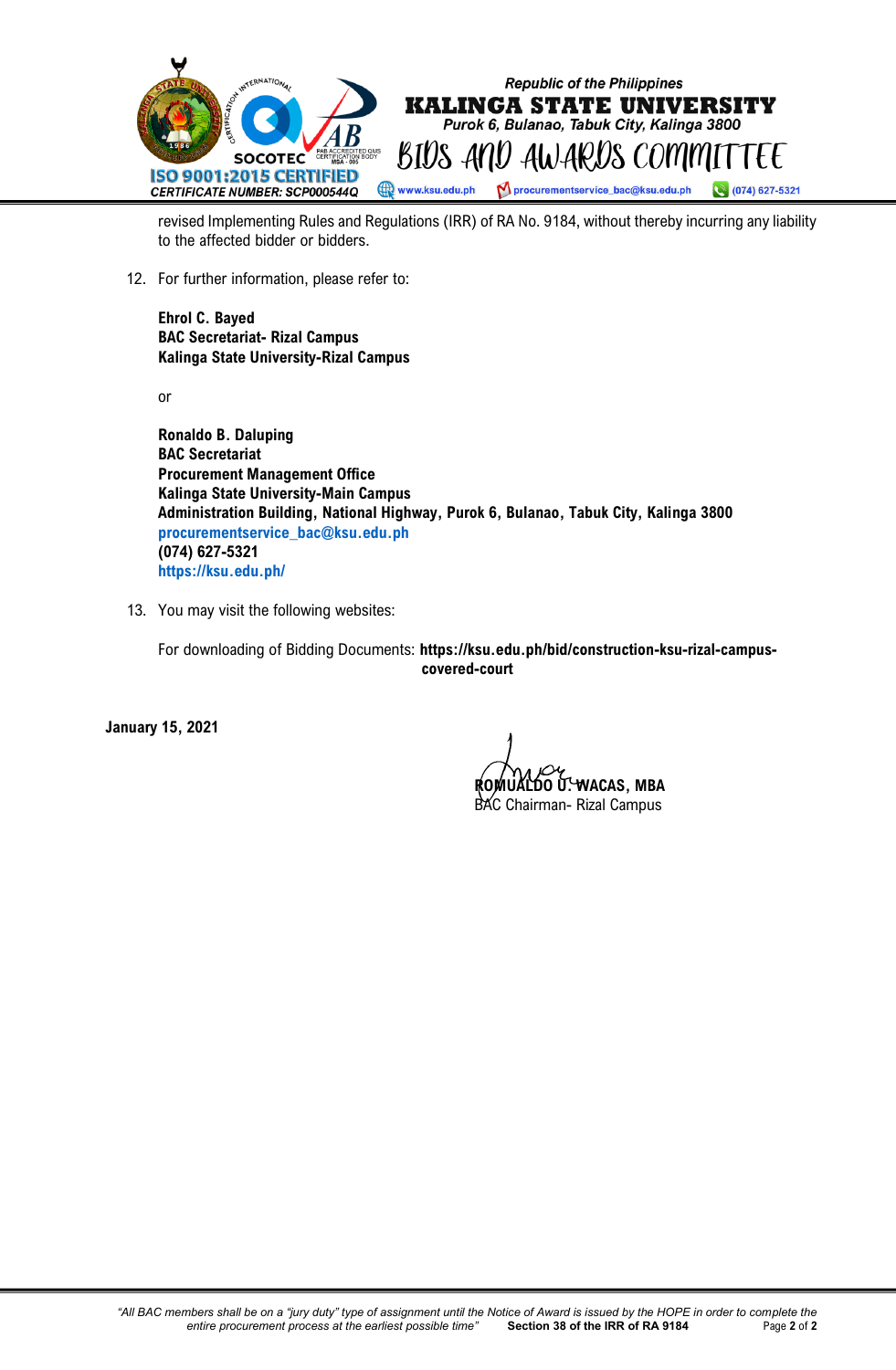revised Implementing Rules and Regulations (IRR) of RA No. 9184, without thereby incurring any liability to the affected bidder or bidders.

12. For further information, please refer to:

    **Ehrol C. Bayed**
    **BAC Secretariat- Rizal Campus**
    **Kalinga State University-Rizal Campus**

    or

    **Ronaldo B. Daluping**
    **BAC Secretariat**
    **Procurement Management Office**
    **Kalinga State University-Main Campus**
    **Administration Building, National Highway, Purok 6, Bulanao, Tabuk City, Kalinga 3800**
    **procurementservice_bac@ksu.edu.ph**
    **(074) 627-5321**
    **https://ksu.edu.ph/**

13. You may visit the following websites:

    For downloading of Bidding Documents: **https://ksu.edu.ph/bid/construction-ksu-rizal-campus-covered-court**

**January 15, 2021**

**ROMUALDO U. WACAS, MBA**
BAC Chairman- Rizal Campus